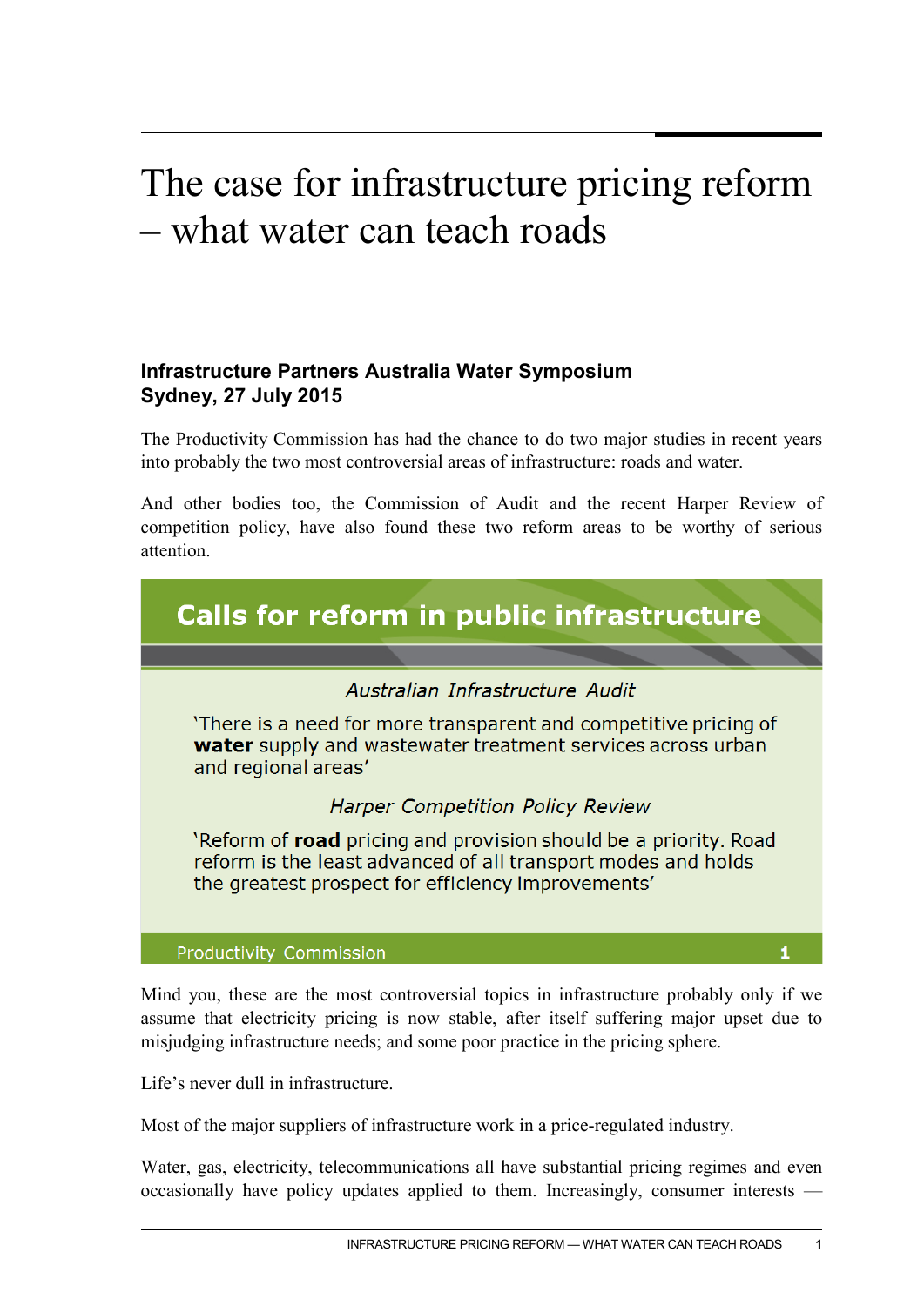# The case for infrastructure pricing reform – what water can teach roads

**Infrastructure Partners Australia Water Symposium**
**Sydney, 27 July 2015**

The Productivity Commission has had the chance to do two major studies in recent years into probably the two most controversial areas of infrastructure: roads and water.

And other bodies too, the Commission of Audit and the recent Harper Review of competition policy, have also found these two reform areas to be worthy of serious attention.

> **Calls for reform in public infrastructure**
>
> *Australian Infrastructure Audit*
>
> 'There is a need for more transparent and competitive pricing of **water** supply and wastewater treatment services across urban and regional areas'
>
> *Harper Competition Policy Review*
>
> 'Reform of **road** pricing and provision should be a priority. Road reform is the least advanced of all transport modes and holds the greatest prospect for efficiency improvements'
>
> Productivity Commission 1

Mind you, these are the most controversial topics in infrastructure probably only if we assume that electricity pricing is now stable, after itself suffering major upset due to misjudging infrastructure needs; and some poor practice in the pricing sphere.

Life's never dull in infrastructure.

Most of the major suppliers of infrastructure work in a price-regulated industry.

Water, gas, electricity, telecommunications all have substantial pricing regimes and even occasionally have policy updates applied to them. Increasingly, consumer interests —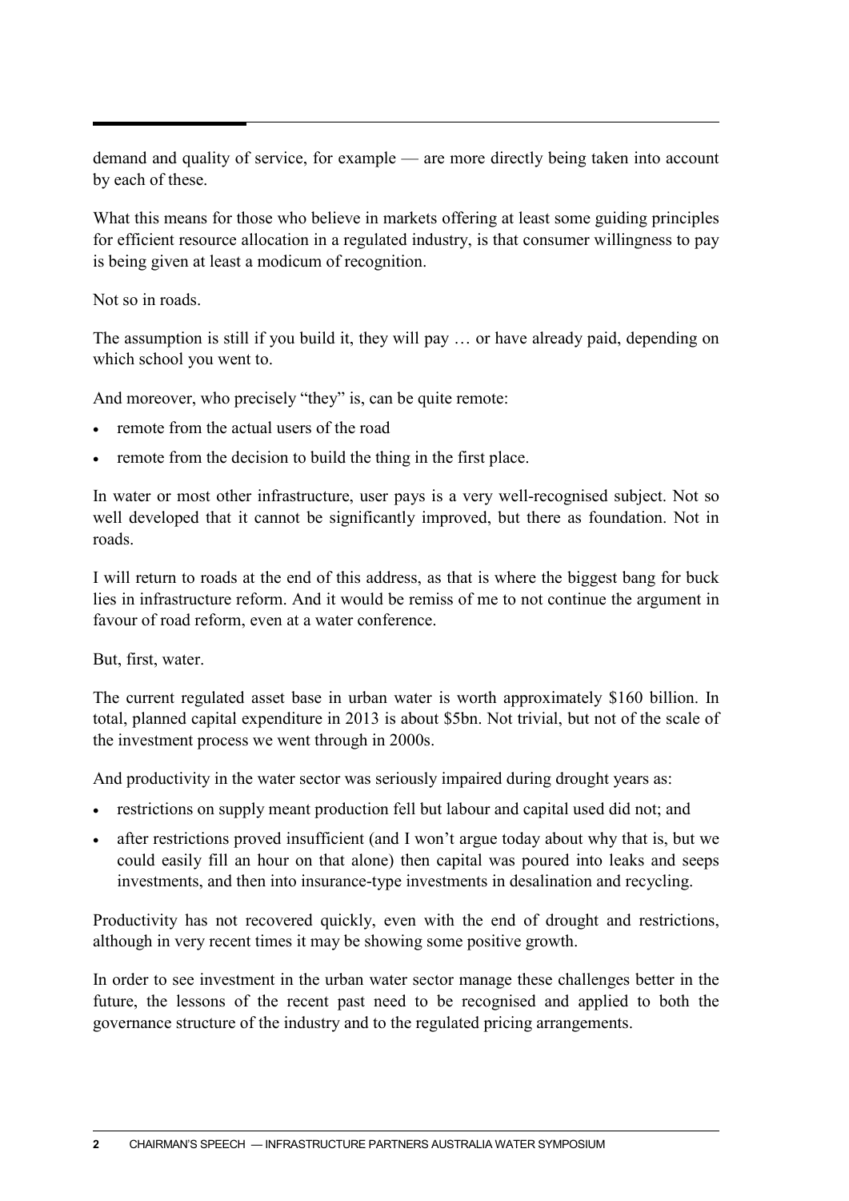demand and quality of service, for example — are more directly being taken into account by each of these.

What this means for those who believe in markets offering at least some guiding principles for efficient resource allocation in a regulated industry, is that consumer willingness to pay is being given at least a modicum of recognition.

Not so in roads.

The assumption is still if you build it, they will pay … or have already paid, depending on which school you went to.

And moreover, who precisely "they" is, can be quite remote:

- remote from the actual users of the road
- remote from the decision to build the thing in the first place.

In water or most other infrastructure, user pays is a very well-recognised subject. Not so well developed that it cannot be significantly improved, but there as foundation. Not in roads.

I will return to roads at the end of this address, as that is where the biggest bang for buck lies in infrastructure reform. And it would be remiss of me to not continue the argument in favour of road reform, even at a water conference.

But, first, water.

The current regulated asset base in urban water is worth approximately $160 billion. In total, planned capital expenditure in 2013 is about $5bn. Not trivial, but not of the scale of the investment process we went through in 2000s.

And productivity in the water sector was seriously impaired during drought years as:

- restrictions on supply meant production fell but labour and capital used did not; and
- after restrictions proved insufficient (and I won't argue today about why that is, but we could easily fill an hour on that alone) then capital was poured into leaks and seeps investments, and then into insurance-type investments in desalination and recycling.

Productivity has not recovered quickly, even with the end of drought and restrictions, although in very recent times it may be showing some positive growth.

In order to see investment in the urban water sector manage these challenges better in the future, the lessons of the recent past need to be recognised and applied to both the governance structure of the industry and to the regulated pricing arrangements.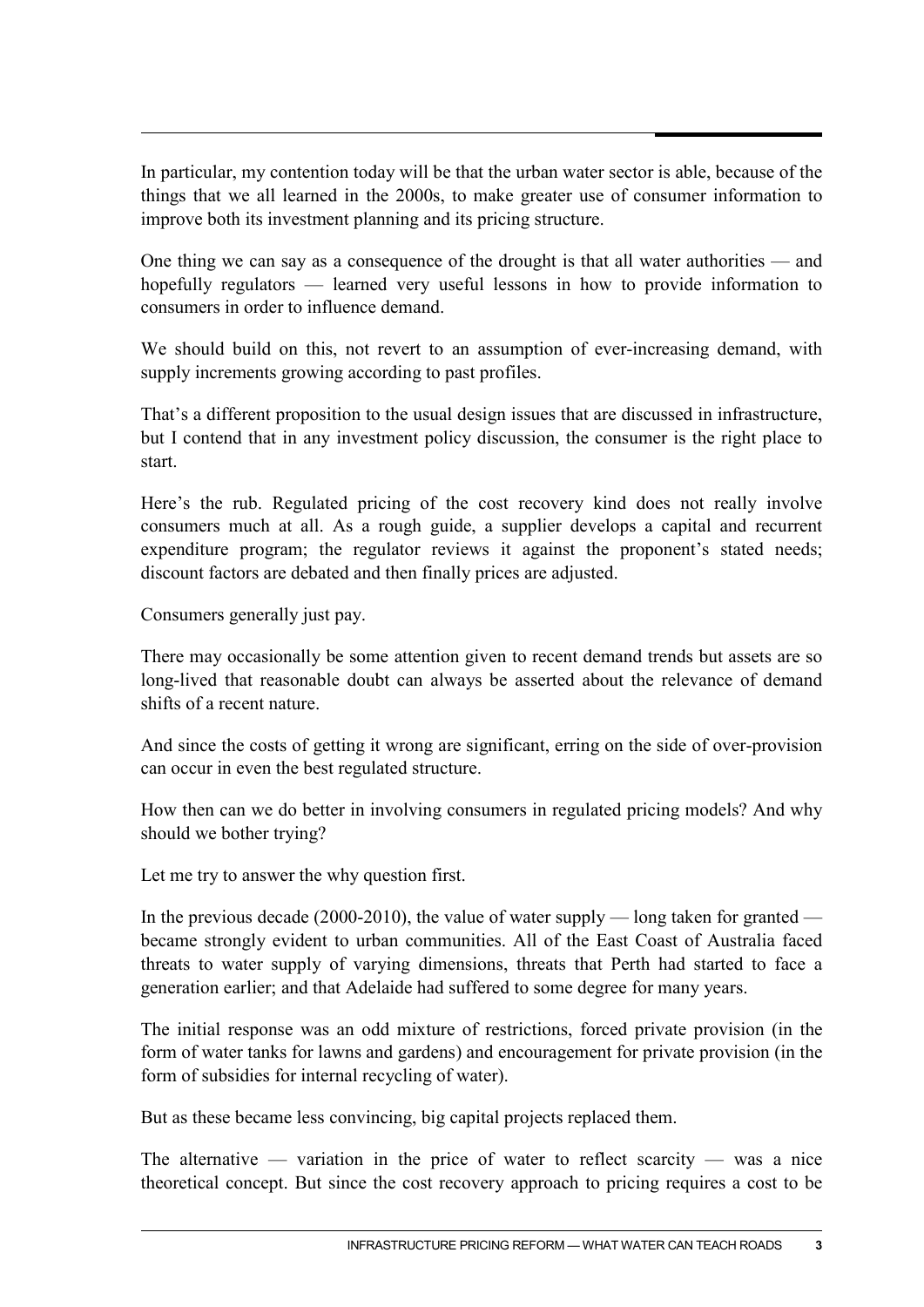In particular, my contention today will be that the urban water sector is able, because of the things that we all learned in the 2000s, to make greater use of consumer information to improve both its investment planning and its pricing structure.

One thing we can say as a consequence of the drought is that all water authorities — and hopefully regulators — learned very useful lessons in how to provide information to consumers in order to influence demand.

We should build on this, not revert to an assumption of ever-increasing demand, with supply increments growing according to past profiles.

That's a different proposition to the usual design issues that are discussed in infrastructure, but I contend that in any investment policy discussion, the consumer is the right place to start.

Here's the rub. Regulated pricing of the cost recovery kind does not really involve consumers much at all. As a rough guide, a supplier develops a capital and recurrent expenditure program; the regulator reviews it against the proponent's stated needs; discount factors are debated and then finally prices are adjusted.

Consumers generally just pay.

There may occasionally be some attention given to recent demand trends but assets are so long-lived that reasonable doubt can always be asserted about the relevance of demand shifts of a recent nature.

And since the costs of getting it wrong are significant, erring on the side of over-provision can occur in even the best regulated structure.

How then can we do better in involving consumers in regulated pricing models? And why should we bother trying?

Let me try to answer the why question first.

In the previous decade (2000-2010), the value of water supply — long taken for granted — became strongly evident to urban communities. All of the East Coast of Australia faced threats to water supply of varying dimensions, threats that Perth had started to face a generation earlier; and that Adelaide had suffered to some degree for many years.

The initial response was an odd mixture of restrictions, forced private provision (in the form of water tanks for lawns and gardens) and encouragement for private provision (in the form of subsidies for internal recycling of water).

But as these became less convincing, big capital projects replaced them.

The alternative — variation in the price of water to reflect scarcity — was a nice theoretical concept. But since the cost recovery approach to pricing requires a cost to be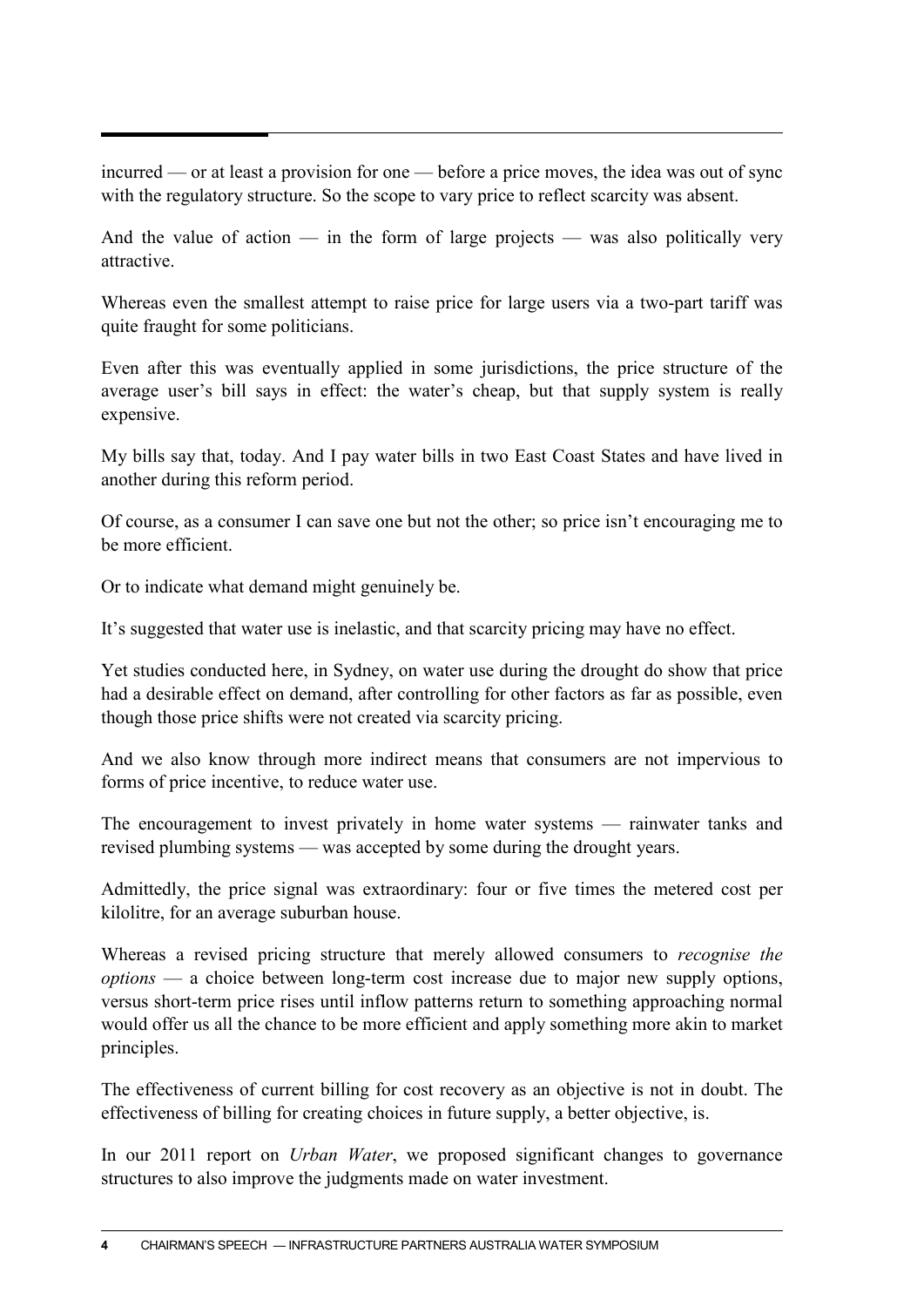incurred — or at least a provision for one — before a price moves, the idea was out of sync with the regulatory structure. So the scope to vary price to reflect scarcity was absent.

And the value of action — in the form of large projects — was also politically very attractive.

Whereas even the smallest attempt to raise price for large users via a two-part tariff was quite fraught for some politicians.

Even after this was eventually applied in some jurisdictions, the price structure of the average user's bill says in effect: the water's cheap, but that supply system is really expensive.

My bills say that, today. And I pay water bills in two East Coast States and have lived in another during this reform period.

Of course, as a consumer I can save one but not the other; so price isn't encouraging me to be more efficient.

Or to indicate what demand might genuinely be.

It's suggested that water use is inelastic, and that scarcity pricing may have no effect.

Yet studies conducted here, in Sydney, on water use during the drought do show that price had a desirable effect on demand, after controlling for other factors as far as possible, even though those price shifts were not created via scarcity pricing.

And we also know through more indirect means that consumers are not impervious to forms of price incentive, to reduce water use.

The encouragement to invest privately in home water systems — rainwater tanks and revised plumbing systems — was accepted by some during the drought years.

Admittedly, the price signal was extraordinary: four or five times the metered cost per kilolitre, for an average suburban house.

Whereas a revised pricing structure that merely allowed consumers to *recognise the options* — a choice between long-term cost increase due to major new supply options, versus short-term price rises until inflow patterns return to something approaching normal would offer us all the chance to be more efficient and apply something more akin to market principles.

The effectiveness of current billing for cost recovery as an objective is not in doubt. The effectiveness of billing for creating choices in future supply, a better objective, is.

In our 2011 report on *Urban Water*, we proposed significant changes to governance structures to also improve the judgments made on water investment.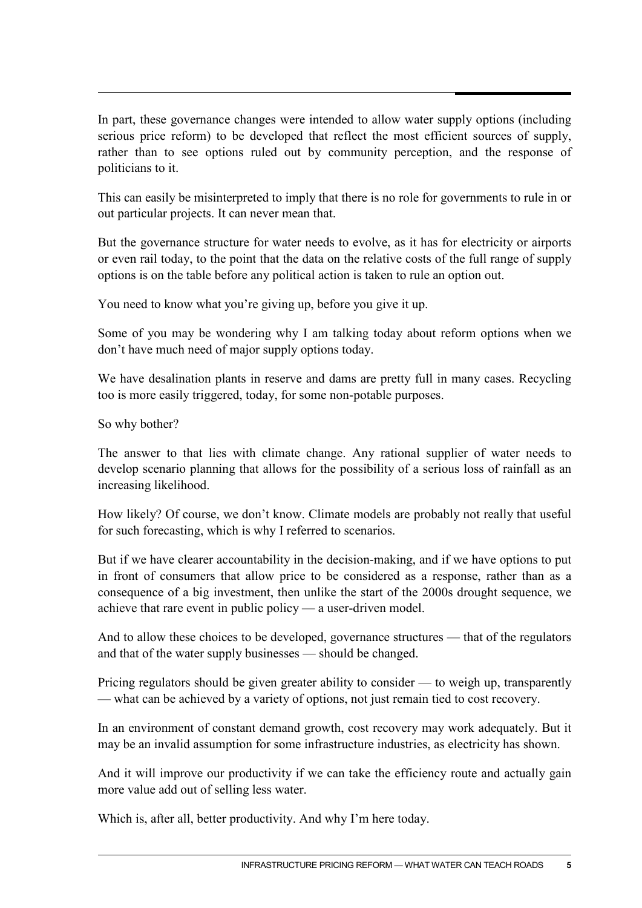In part, these governance changes were intended to allow water supply options (including serious price reform) to be developed that reflect the most efficient sources of supply, rather than to see options ruled out by community perception, and the response of politicians to it.

This can easily be misinterpreted to imply that there is no role for governments to rule in or out particular projects. It can never mean that.

But the governance structure for water needs to evolve, as it has for electricity or airports or even rail today, to the point that the data on the relative costs of the full range of supply options is on the table before any political action is taken to rule an option out.

You need to know what you're giving up, before you give it up.

Some of you may be wondering why I am talking today about reform options when we don't have much need of major supply options today.

We have desalination plants in reserve and dams are pretty full in many cases. Recycling too is more easily triggered, today, for some non-potable purposes.

So why bother?

The answer to that lies with climate change. Any rational supplier of water needs to develop scenario planning that allows for the possibility of a serious loss of rainfall as an increasing likelihood.

How likely? Of course, we don't know. Climate models are probably not really that useful for such forecasting, which is why I referred to scenarios.

But if we have clearer accountability in the decision-making, and if we have options to put in front of consumers that allow price to be considered as a response, rather than as a consequence of a big investment, then unlike the start of the 2000s drought sequence, we achieve that rare event in public policy — a user-driven model.

And to allow these choices to be developed, governance structures — that of the regulators and that of the water supply businesses — should be changed.

Pricing regulators should be given greater ability to consider — to weigh up, transparently — what can be achieved by a variety of options, not just remain tied to cost recovery.

In an environment of constant demand growth, cost recovery may work adequately. But it may be an invalid assumption for some infrastructure industries, as electricity has shown.

And it will improve our productivity if we can take the efficiency route and actually gain more value add out of selling less water.

Which is, after all, better productivity. And why I'm here today.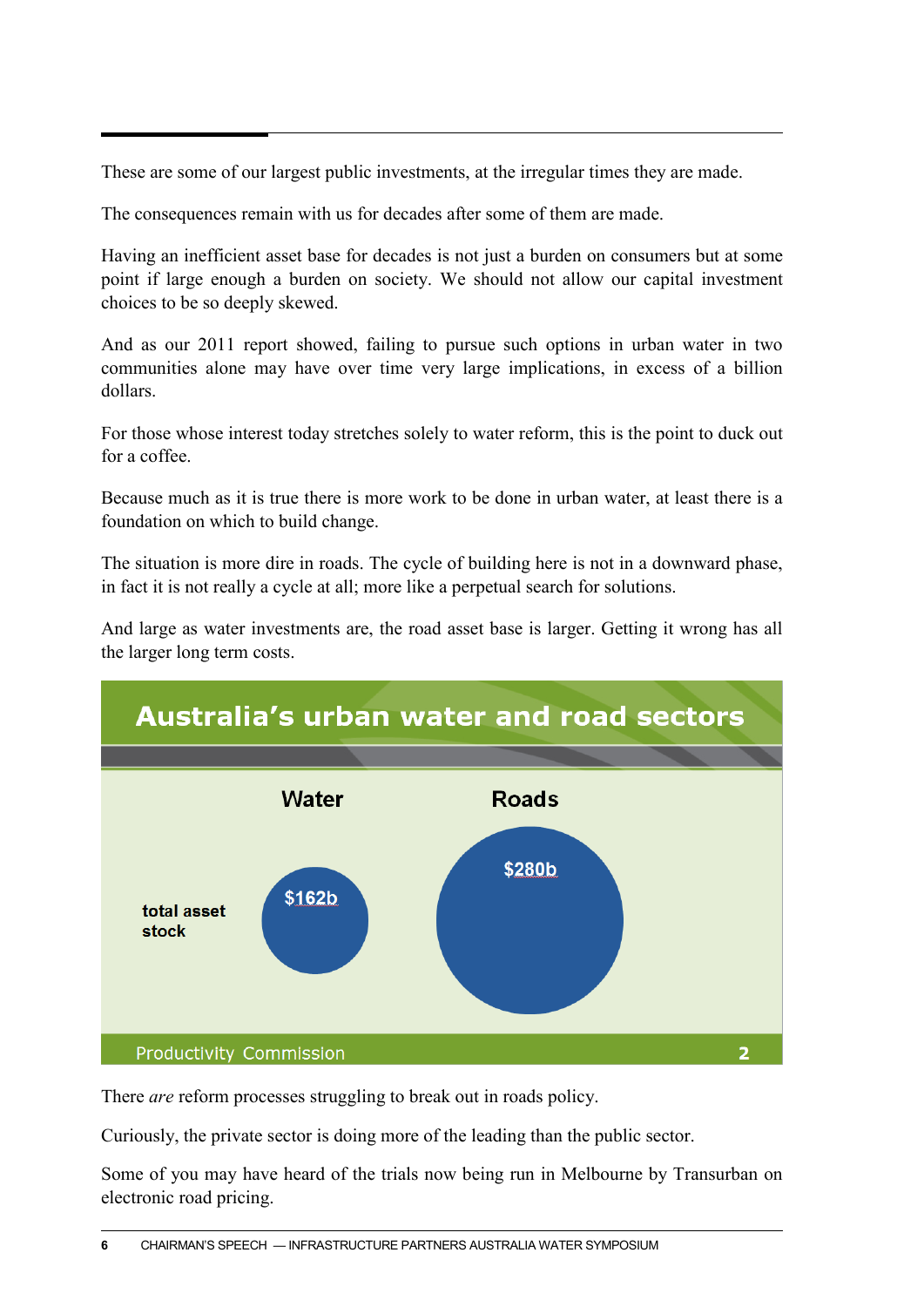These are some of our largest public investments, at the irregular times they are made.

The consequences remain with us for decades after some of them are made.

Having an inefficient asset base for decades is not just a burden on consumers but at some point if large enough a burden on society. We should not allow our capital investment choices to be so deeply skewed.

And as our 2011 report showed, failing to pursue such options in urban water in two communities alone may have over time very large implications, in excess of a billion dollars.

For those whose interest today stretches solely to water reform, this is the point to duck out for a coffee.

Because much as it is true there is more work to be done in urban water, at least there is a foundation on which to build change.

The situation is more dire in roads. The cycle of building here is not in a downward phase, in fact it is not really a cycle at all; more like a perpetual search for solutions.

And large as water investments are, the road asset base is larger. Getting it wrong has all the larger long term costs.

**Australia's urban water and road sectors**

| | Water | Roads |
|---|---|---|
| total asset stock | $162b | $280b |

Productivity Commission 2

There *are* reform processes struggling to break out in roads policy.

Curiously, the private sector is doing more of the leading than the public sector.

Some of you may have heard of the trials now being run in Melbourne by Transurban on electronic road pricing.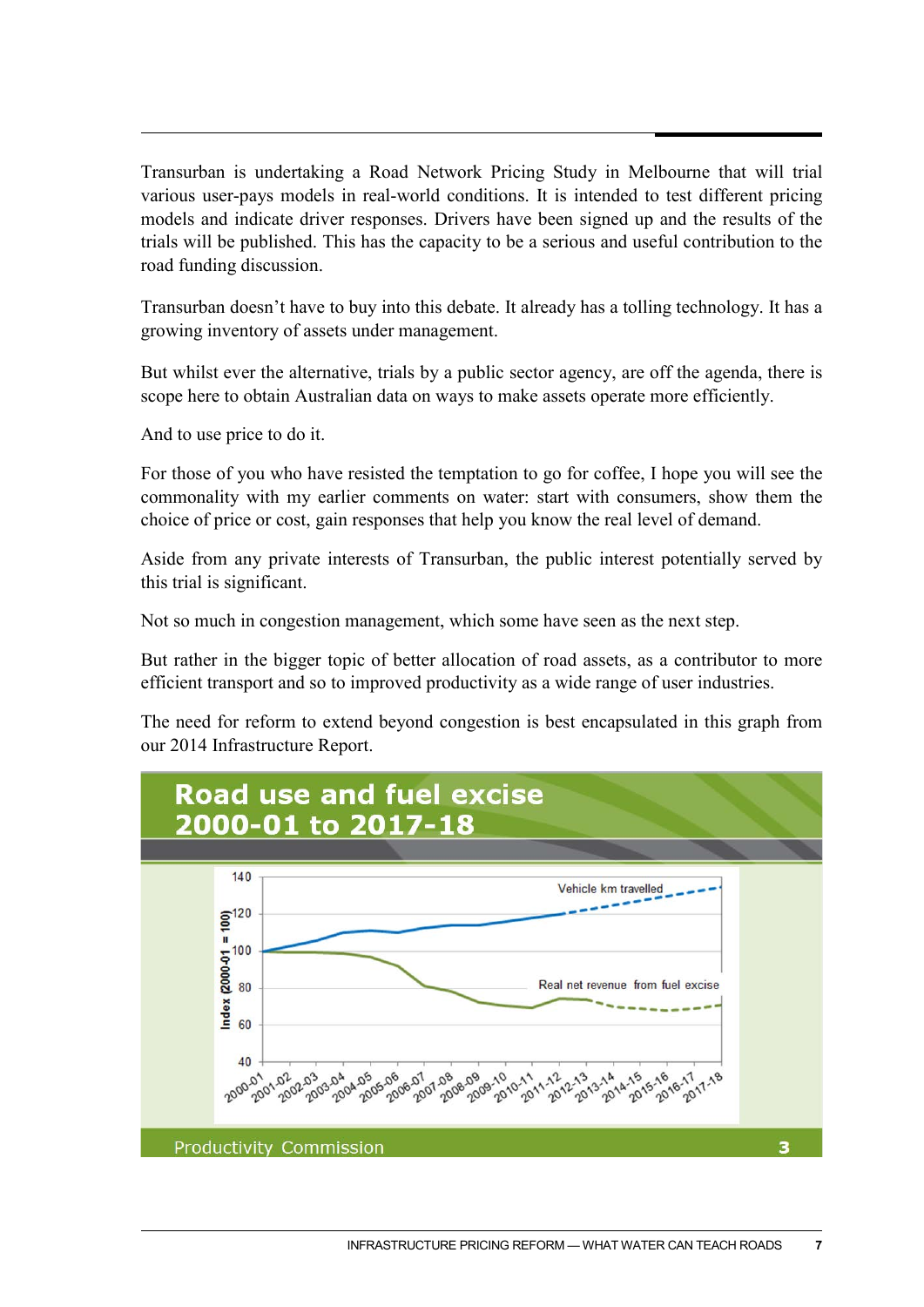Transurban is undertaking a Road Network Pricing Study in Melbourne that will trial various user-pays models in real-world conditions. It is intended to test different pricing models and indicate driver responses. Drivers have been signed up and the results of the trials will be published. This has the capacity to be a serious and useful contribution to the road funding discussion.

Transurban doesn't have to buy into this debate. It already has a tolling technology. It has a growing inventory of assets under management.

But whilst ever the alternative, trials by a public sector agency, are off the agenda, there is scope here to obtain Australian data on ways to make assets operate more efficiently.

And to use price to do it.

For those of you who have resisted the temptation to go for coffee, I hope you will see the commonality with my earlier comments on water: start with consumers, show them the choice of price or cost, gain responses that help you know the real level of demand.

Aside from any private interests of Transurban, the public interest potentially served by this trial is significant.

Not so much in congestion management, which some have seen as the next step.

But rather in the bigger topic of better allocation of road assets, as a contributor to more efficient transport and so to improved productivity as a wide range of user industries.

The need for reform to extend beyond congestion is best encapsulated in this graph from our 2014 Infrastructure Report.

**Road use and fuel excise 2000-01 to 2017-18**

Index (2000-01 = 100)

Vehicle km travelled

Real net revenue from fuel excise

2000-01, 2001-02, 2002-03, 2003-04, 2004-05, 2005-06, 2006-07, 2007-08, 2008-09, 2009-10, 2010-11, 2011-12, 2012-13, 2013-14, 2014-15, 2015-16, 2016-17, 2017-18

Productivity Commission 3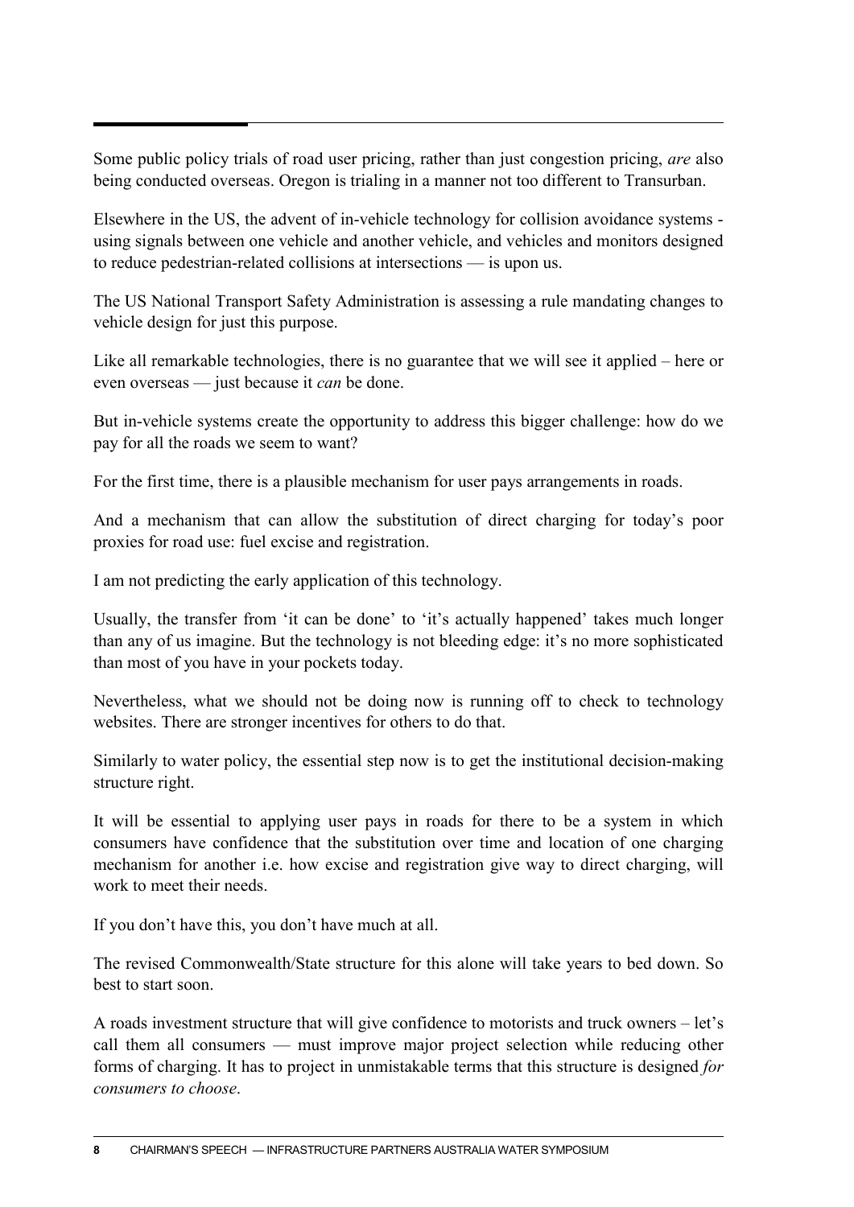Some public policy trials of road user pricing, rather than just congestion pricing, *are* also being conducted overseas. Oregon is trialing in a manner not too different to Transurban.

Elsewhere in the US, the advent of in-vehicle technology for collision avoidance systems - using signals between one vehicle and another vehicle, and vehicles and monitors designed to reduce pedestrian-related collisions at intersections — is upon us.

The US National Transport Safety Administration is assessing a rule mandating changes to vehicle design for just this purpose.

Like all remarkable technologies, there is no guarantee that we will see it applied – here or even overseas — just because it *can* be done.

But in-vehicle systems create the opportunity to address this bigger challenge: how do we pay for all the roads we seem to want?

For the first time, there is a plausible mechanism for user pays arrangements in roads.

And a mechanism that can allow the substitution of direct charging for today's poor proxies for road use: fuel excise and registration.

I am not predicting the early application of this technology.

Usually, the transfer from 'it can be done' to 'it's actually happened' takes much longer than any of us imagine. But the technology is not bleeding edge: it's no more sophisticated than most of you have in your pockets today.

Nevertheless, what we should not be doing now is running off to check to technology websites. There are stronger incentives for others to do that.

Similarly to water policy, the essential step now is to get the institutional decision-making structure right.

It will be essential to applying user pays in roads for there to be a system in which consumers have confidence that the substitution over time and location of one charging mechanism for another i.e. how excise and registration give way to direct charging, will work to meet their needs.

If you don't have this, you don't have much at all.

The revised Commonwealth/State structure for this alone will take years to bed down. So best to start soon.

A roads investment structure that will give confidence to motorists and truck owners – let's call them all consumers — must improve major project selection while reducing other forms of charging. It has to project in unmistakable terms that this structure is designed *for consumers to choose*.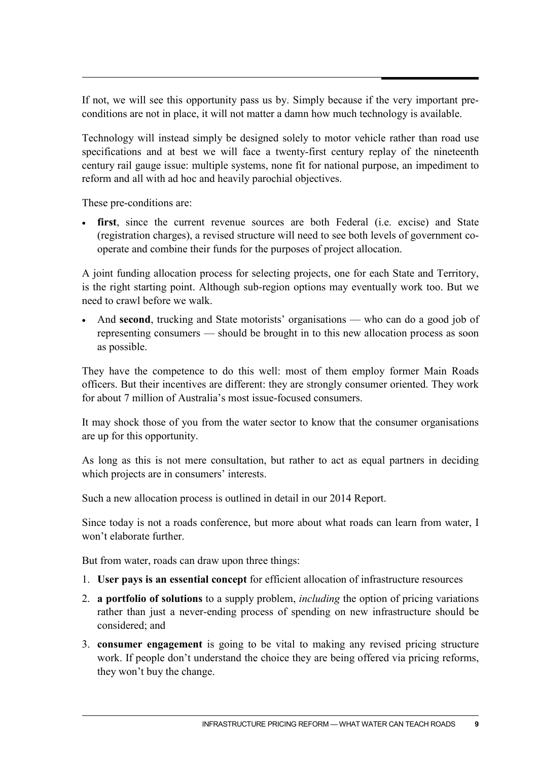If not, we will see this opportunity pass us by. Simply because if the very important pre-conditions are not in place, it will not matter a damn how much technology is available.

Technology will instead simply be designed solely to motor vehicle rather than road use specifications and at best we will face a twenty-first century replay of the nineteenth century rail gauge issue: multiple systems, none fit for national purpose, an impediment to reform and all with ad hoc and heavily parochial objectives.

These pre-conditions are:

- **first**, since the current revenue sources are both Federal (i.e. excise) and State (registration charges), a revised structure will need to see both levels of government co-operate and combine their funds for the purposes of project allocation.

A joint funding allocation process for selecting projects, one for each State and Territory, is the right starting point. Although sub-region options may eventually work too. But we need to crawl before we walk.

- And **second**, trucking and State motorists' organisations — who can do a good job of representing consumers — should be brought in to this new allocation process as soon as possible.

They have the competence to do this well: most of them employ former Main Roads officers. But their incentives are different: they are strongly consumer oriented. They work for about 7 million of Australia's most issue-focused consumers.

It may shock those of you from the water sector to know that the consumer organisations are up for this opportunity.

As long as this is not mere consultation, but rather to act as equal partners in deciding which projects are in consumers' interests.

Such a new allocation process is outlined in detail in our 2014 Report.

Since today is not a roads conference, but more about what roads can learn from water, I won't elaborate further.

But from water, roads can draw upon three things:

1. **User pays is an essential concept** for efficient allocation of infrastructure resources
2. **a portfolio of solutions** to a supply problem, *including* the option of pricing variations rather than just a never-ending process of spending on new infrastructure should be considered; and
3. **consumer engagement** is going to be vital to making any revised pricing structure work. If people don't understand the choice they are being offered via pricing reforms, they won't buy the change.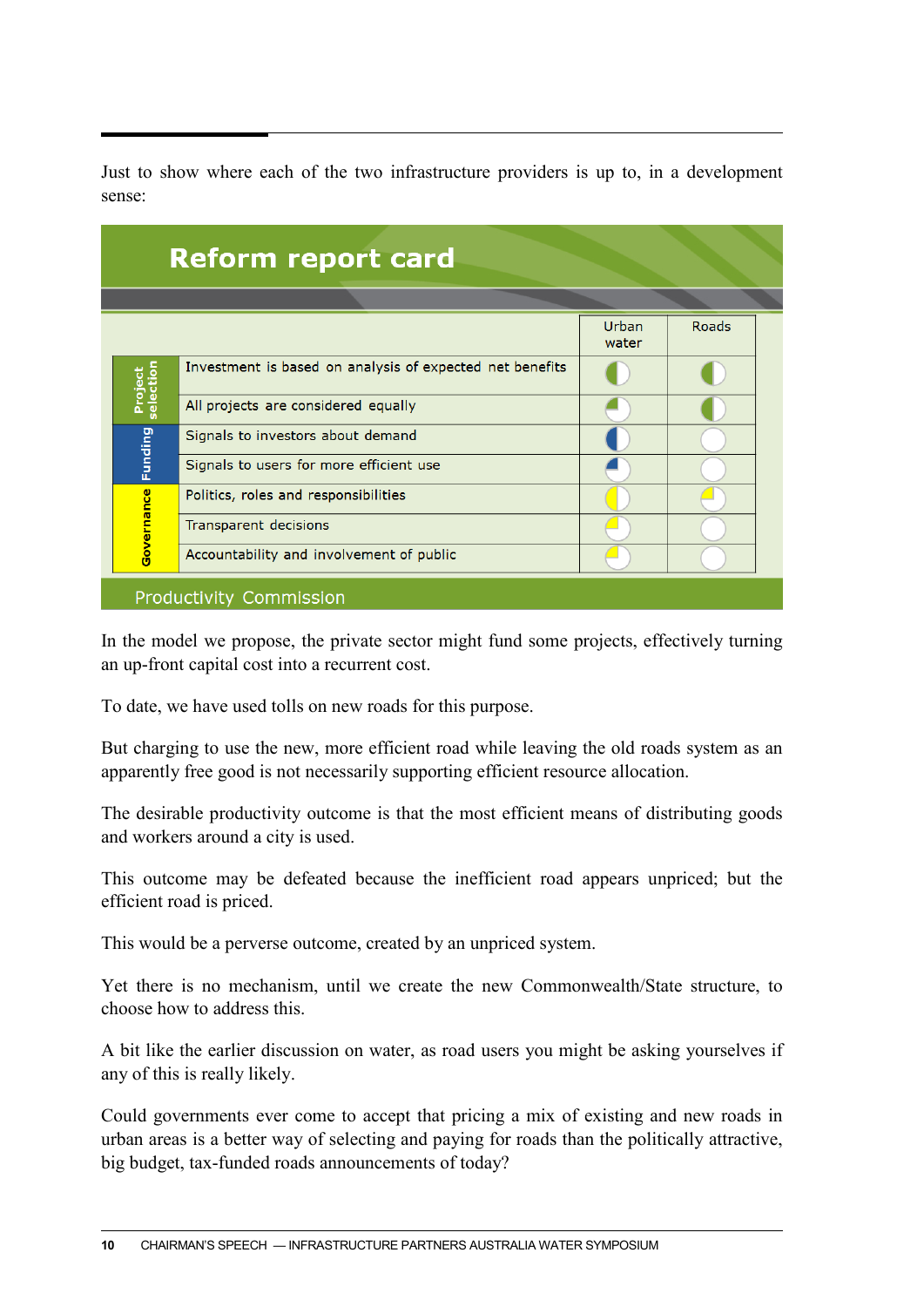Just to show where each of the two infrastructure providers is up to, in a development sense:

## Reform report card

| | | Urban water | Roads |
|---|---|---|---|
| Project selection | Investment is based on analysis of expected net benefits | ◐ | ◐ |
| | All projects are considered equally | ◔ | ◐ |
| Funding | Signals to investors about demand | ◐ | ○ |
| | Signals to users for more efficient use | ◔ | ○ |
| Governance | Politics, roles and responsibilities | ◐ | ◔ |
| | Transparent decisions | ◔ | ○ |
| | Accountability and involvement of public | ◔ | ○ |

Productivity Commission

In the model we propose, the private sector might fund some projects, effectively turning an up-front capital cost into a recurrent cost.

To date, we have used tolls on new roads for this purpose.

But charging to use the new, more efficient road while leaving the old roads system as an apparently free good is not necessarily supporting efficient resource allocation.

The desirable productivity outcome is that the most efficient means of distributing goods and workers around a city is used.

This outcome may be defeated because the inefficient road appears unpriced; but the efficient road is priced.

This would be a perverse outcome, created by an unpriced system.

Yet there is no mechanism, until we create the new Commonwealth/State structure, to choose how to address this.

A bit like the earlier discussion on water, as road users you might be asking yourselves if any of this is really likely.

Could governments ever come to accept that pricing a mix of existing and new roads in urban areas is a better way of selecting and paying for roads than the politically attractive, big budget, tax-funded roads announcements of today?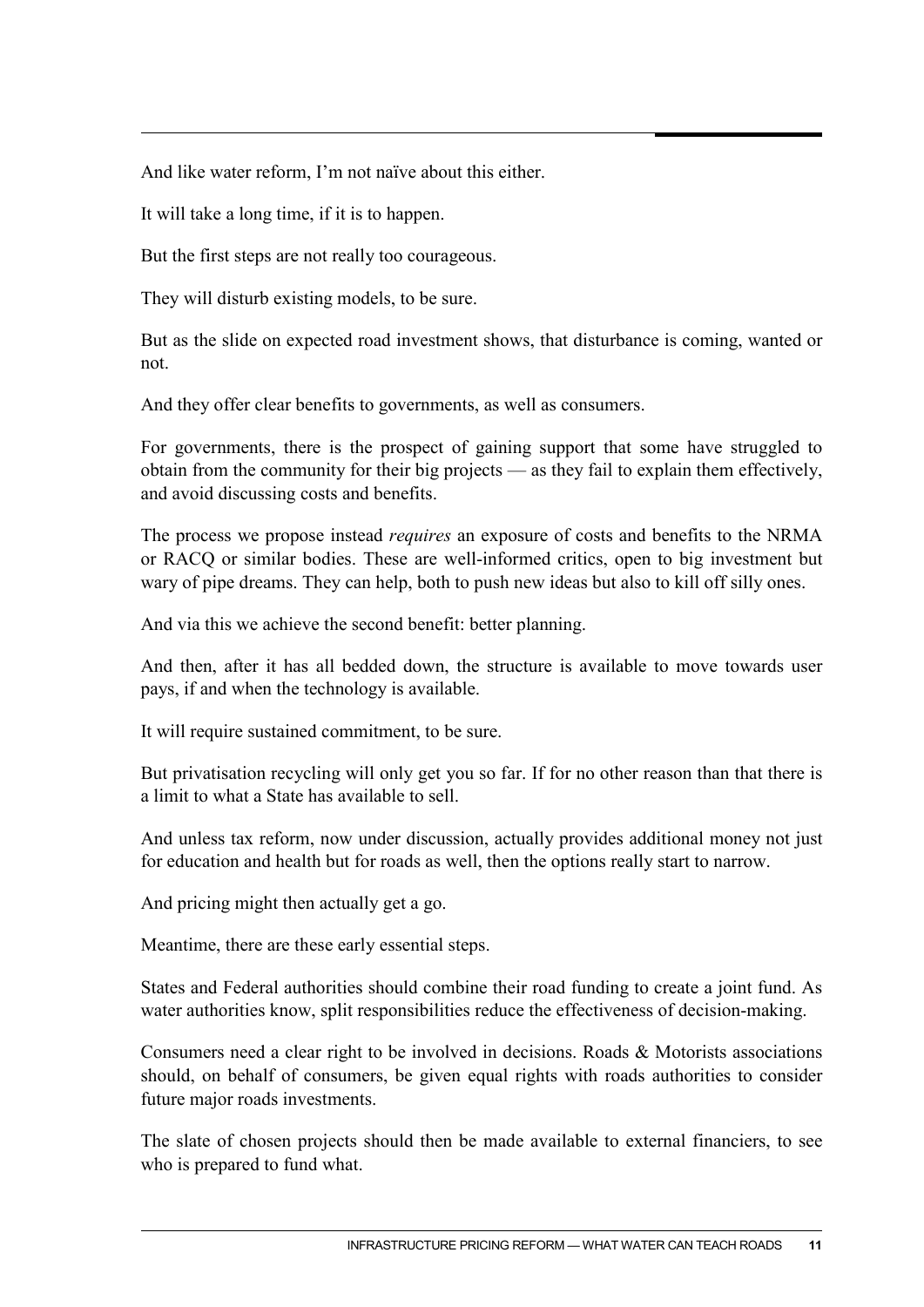And like water reform, I'm not naïve about this either.

It will take a long time, if it is to happen.

But the first steps are not really too courageous.

They will disturb existing models, to be sure.

But as the slide on expected road investment shows, that disturbance is coming, wanted or not.

And they offer clear benefits to governments, as well as consumers.

For governments, there is the prospect of gaining support that some have struggled to obtain from the community for their big projects — as they fail to explain them effectively, and avoid discussing costs and benefits.

The process we propose instead *requires* an exposure of costs and benefits to the NRMA or RACQ or similar bodies. These are well-informed critics, open to big investment but wary of pipe dreams. They can help, both to push new ideas but also to kill off silly ones.

And via this we achieve the second benefit: better planning.

And then, after it has all bedded down, the structure is available to move towards user pays, if and when the technology is available.

It will require sustained commitment, to be sure.

But privatisation recycling will only get you so far. If for no other reason than that there is a limit to what a State has available to sell.

And unless tax reform, now under discussion, actually provides additional money not just for education and health but for roads as well, then the options really start to narrow.

And pricing might then actually get a go.

Meantime, there are these early essential steps.

States and Federal authorities should combine their road funding to create a joint fund. As water authorities know, split responsibilities reduce the effectiveness of decision-making.

Consumers need a clear right to be involved in decisions. Roads & Motorists associations should, on behalf of consumers, be given equal rights with roads authorities to consider future major roads investments.

The slate of chosen projects should then be made available to external financiers, to see who is prepared to fund what.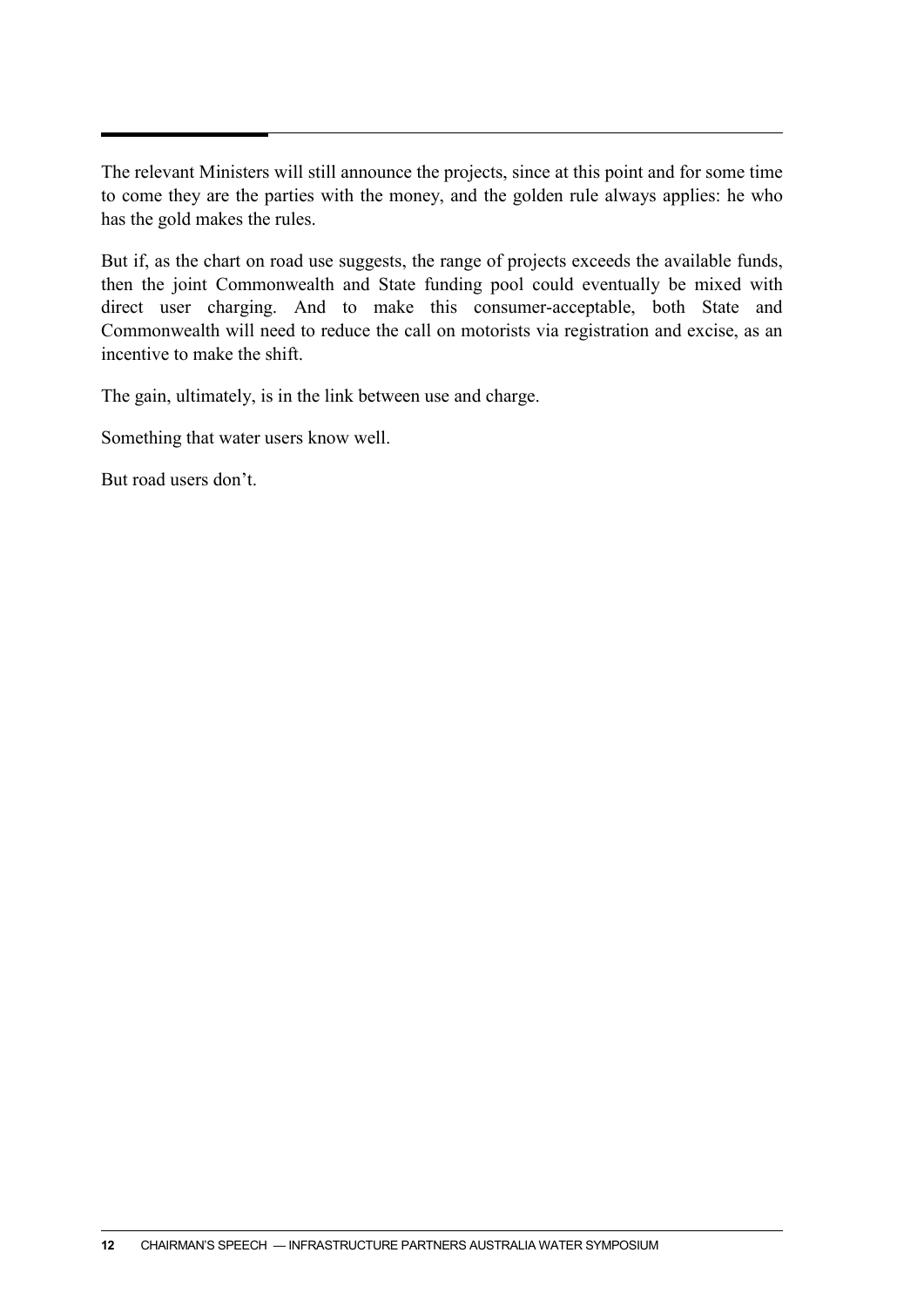The relevant Ministers will still announce the projects, since at this point and for some time to come they are the parties with the money, and the golden rule always applies: he who has the gold makes the rules.

But if, as the chart on road use suggests, the range of projects exceeds the available funds, then the joint Commonwealth and State funding pool could eventually be mixed with direct user charging. And to make this consumer-acceptable, both State and Commonwealth will need to reduce the call on motorists via registration and excise, as an incentive to make the shift.

The gain, ultimately, is in the link between use and charge.

Something that water users know well.

But road users don't.